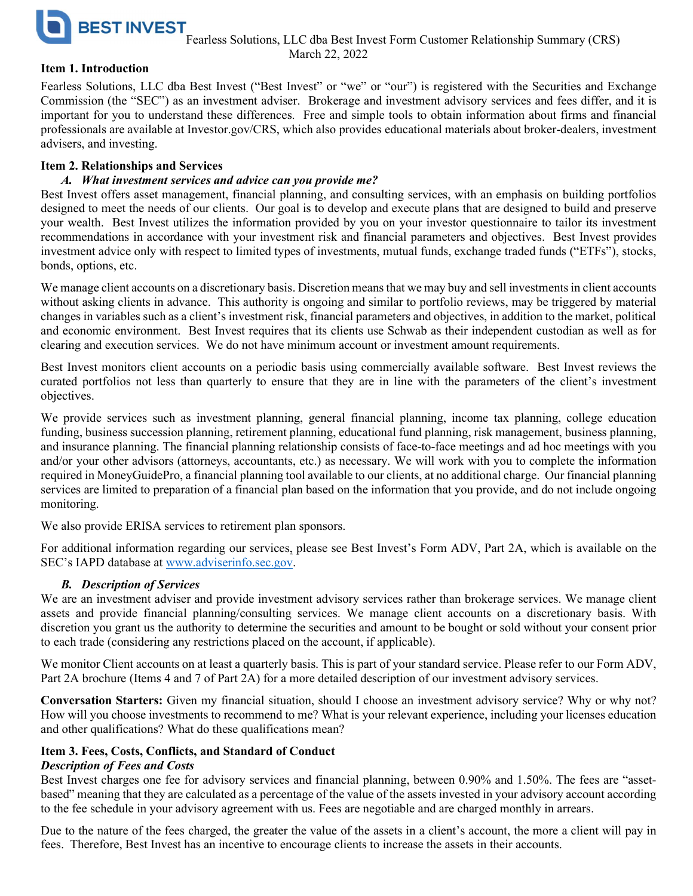BEST INVEST

Fearless Solutions, LLC dba Best Invest Form Customer Relationship Summary (CRS)
March 22, 2022

## Item 1. Introduction

Fearless Solutions, LLC dba Best Invest ("Best Invest" or "we" or "our") is registered with the Securities and Exchange Commission (the "SEC") as an investment adviser. Brokerage and investment advisory services and fees differ, and it is important for you to understand these differences. Free and simple tools to obtain information about firms and financial professionals are available at Investor.gov/CRS, which also provides educational materials about broker-dealers, investment advisers, and investing.

## Item 2. Relationships and Services

### *A. What investment services and advice can you provide me?*

Best Invest offers asset management, financial planning, and consulting services, with an emphasis on building portfolios designed to meet the needs of our clients. Our goal is to develop and execute plans that are designed to build and preserve your wealth. Best Invest utilizes the information provided by you on your investor questionnaire to tailor its investment recommendations in accordance with your investment risk and financial parameters and objectives. Best Invest provides investment advice only with respect to limited types of investments, mutual funds, exchange traded funds ("ETFs"), stocks, bonds, options, etc.

We manage client accounts on a discretionary basis. Discretion means that we may buy and sell investments in client accounts without asking clients in advance. This authority is ongoing and similar to portfolio reviews, may be triggered by material changes in variables such as a client's investment risk, financial parameters and objectives, in addition to the market, political and economic environment. Best Invest requires that its clients use Schwab as their independent custodian as well as for clearing and execution services. We do not have minimum account or investment amount requirements.

Best Invest monitors client accounts on a periodic basis using commercially available software. Best Invest reviews the curated portfolios not less than quarterly to ensure that they are in line with the parameters of the client's investment objectives.

We provide services such as investment planning, general financial planning, income tax planning, college education funding, business succession planning, retirement planning, educational fund planning, risk management, business planning, and insurance planning. The financial planning relationship consists of face-to-face meetings and ad hoc meetings with you and/or your other advisors (attorneys, accountants, etc.) as necessary. We will work with you to complete the information required in MoneyGuidePro, a financial planning tool available to our clients, at no additional charge. Our financial planning services are limited to preparation of a financial plan based on the information that you provide, and do not include ongoing monitoring.

We also provide ERISA services to retirement plan sponsors.

For additional information regarding our services, please see Best Invest's Form ADV, Part 2A, which is available on the SEC's IAPD database at [www.adviserinfo.sec.gov](www.adviserinfo.sec.gov).

### *B. Description of Services*

We are an investment adviser and provide investment advisory services rather than brokerage services. We manage client assets and provide financial planning/consulting services. We manage client accounts on a discretionary basis. With discretion you grant us the authority to determine the securities and amount to be bought or sold without your consent prior to each trade (considering any restrictions placed on the account, if applicable).

We monitor Client accounts on at least a quarterly basis. This is part of your standard service. Please refer to our Form ADV, Part 2A brochure (Items 4 and 7 of Part 2A) for a more detailed description of our investment advisory services.

**Conversation Starters:** Given my financial situation, should I choose an investment advisory service? Why or why not? How will you choose investments to recommend to me? What is your relevant experience, including your licenses education and other qualifications? What do these qualifications mean?

## Item 3. Fees, Costs, Conflicts, and Standard of Conduct

### *Description of Fees and Costs*

Best Invest charges one fee for advisory services and financial planning, between 0.90% and 1.50%. The fees are "asset-based" meaning that they are calculated as a percentage of the value of the assets invested in your advisory account according to the fee schedule in your advisory agreement with us. Fees are negotiable and are charged monthly in arrears.

Due to the nature of the fees charged, the greater the value of the assets in a client's account, the more a client will pay in fees. Therefore, Best Invest has an incentive to encourage clients to increase the assets in their accounts.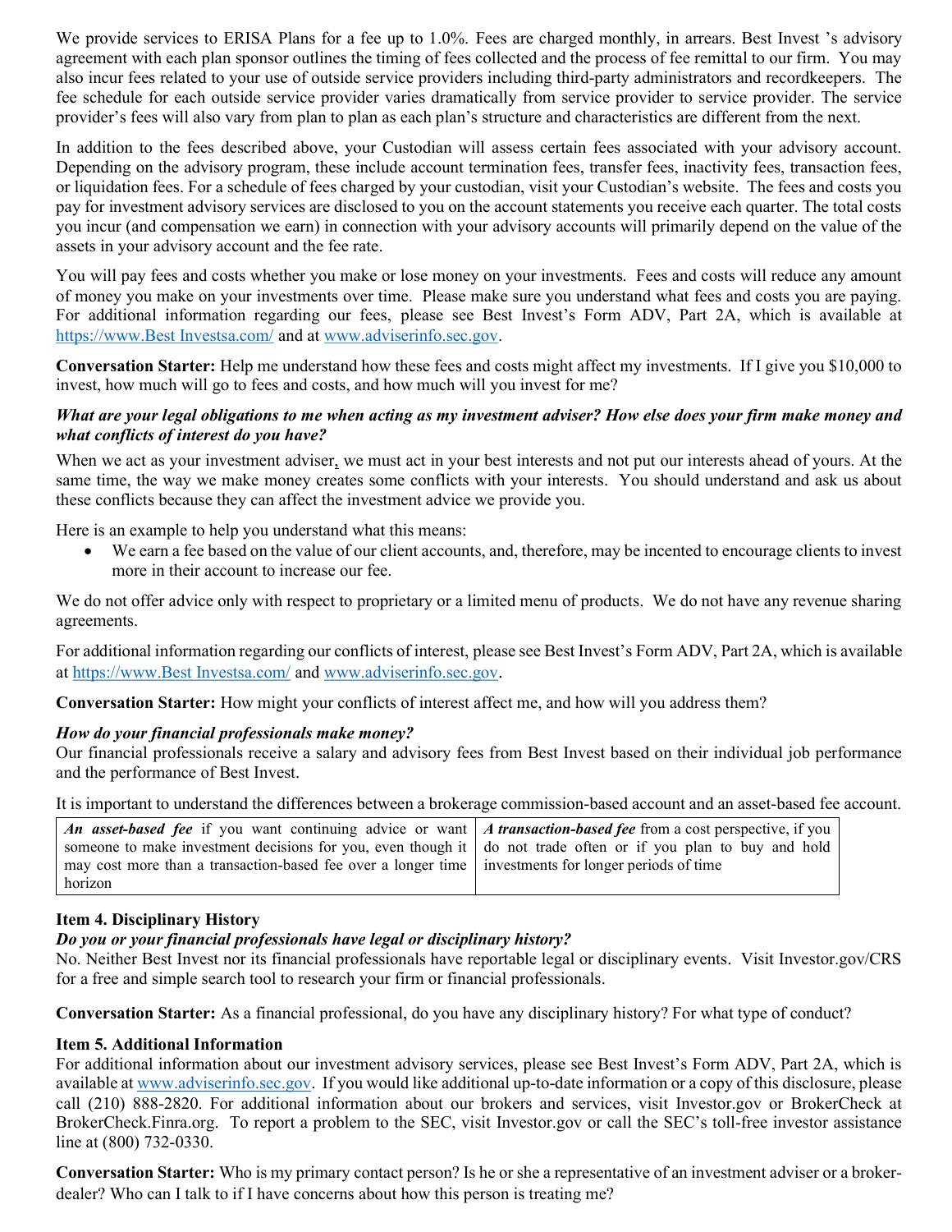We provide services to ERISA Plans for a fee up to 1.0%. Fees are charged monthly, in arrears. Best Invest 's advisory agreement with each plan sponsor outlines the timing of fees collected and the process of fee remittal to our firm. You may also incur fees related to your use of outside service providers including third-party administrators and recordkeepers. The fee schedule for each outside service provider varies dramatically from service provider to service provider. The service provider's fees will also vary from plan to plan as each plan's structure and characteristics are different from the next.

In addition to the fees described above, your Custodian will assess certain fees associated with your advisory account. Depending on the advisory program, these include account termination fees, transfer fees, inactivity fees, transaction fees, or liquidation fees. For a schedule of fees charged by your custodian, visit your Custodian's website. The fees and costs you pay for investment advisory services are disclosed to you on the account statements you receive each quarter. The total costs you incur (and compensation we earn) in connection with your advisory accounts will primarily depend on the value of the assets in your advisory account and the fee rate.

You will pay fees and costs whether you make or lose money on your investments. Fees and costs will reduce any amount of money you make on your investments over time. Please make sure you understand what fees and costs you are paying. For additional information regarding our fees, please see Best Invest's Form ADV, Part 2A, which is available at https://www.Best Investsa.com/ and at www.adviserinfo.sec.gov.

**Conversation Starter:** Help me understand how these fees and costs might affect my investments. If I give you $10,000 to invest, how much will go to fees and costs, and how much will you invest for me?

***What are your legal obligations to me when acting as my investment adviser? How else does your firm make money and what conflicts of interest do you have?***

When we act as your investment adviser, we must act in your best interests and not put our interests ahead of yours. At the same time, the way we make money creates some conflicts with your interests. You should understand and ask us about these conflicts because they can affect the investment advice we provide you.

Here is an example to help you understand what this means:

- We earn a fee based on the value of our client accounts, and, therefore, may be incented to encourage clients to invest more in their account to increase our fee.

We do not offer advice only with respect to proprietary or a limited menu of products. We do not have any revenue sharing agreements.

For additional information regarding our conflicts of interest, please see Best Invest's Form ADV, Part 2A, which is available at https://www.Best Investsa.com/ and www.adviserinfo.sec.gov.

**Conversation Starter:** How might your conflicts of interest affect me, and how will you address them?

***How do your financial professionals make money?***

Our financial professionals receive a salary and advisory fees from Best Invest based on their individual job performance and the performance of Best Invest.

It is important to understand the differences between a brokerage commission-based account and an asset-based fee account.

| | |
|---|---|
| ***An asset-based fee*** if you want continuing advice or want someone to make investment decisions for you, even though it may cost more than a transaction-based fee over a longer time horizon | ***A transaction-based fee*** from a cost perspective, if you do not trade often or if you plan to buy and hold investments for longer periods of time |

### Item 4. Disciplinary History

***Do you or your financial professionals have legal or disciplinary history?***

No. Neither Best Invest nor its financial professionals have reportable legal or disciplinary events. Visit Investor.gov/CRS for a free and simple search tool to research your firm or financial professionals.

**Conversation Starter:** As a financial professional, do you have any disciplinary history? For what type of conduct?

### Item 5. Additional Information

For additional information about our investment advisory services, please see Best Invest's Form ADV, Part 2A, which is available at www.adviserinfo.sec.gov. If you would like additional up-to-date information or a copy of this disclosure, please call (210) 888-2820. For additional information about our brokers and services, visit Investor.gov or BrokerCheck at BrokerCheck.Finra.org. To report a problem to the SEC, visit Investor.gov or call the SEC's toll-free investor assistance line at (800) 732-0330.

**Conversation Starter:** Who is my primary contact person? Is he or she a representative of an investment adviser or a broker-dealer? Who can I talk to if I have concerns about how this person is treating me?